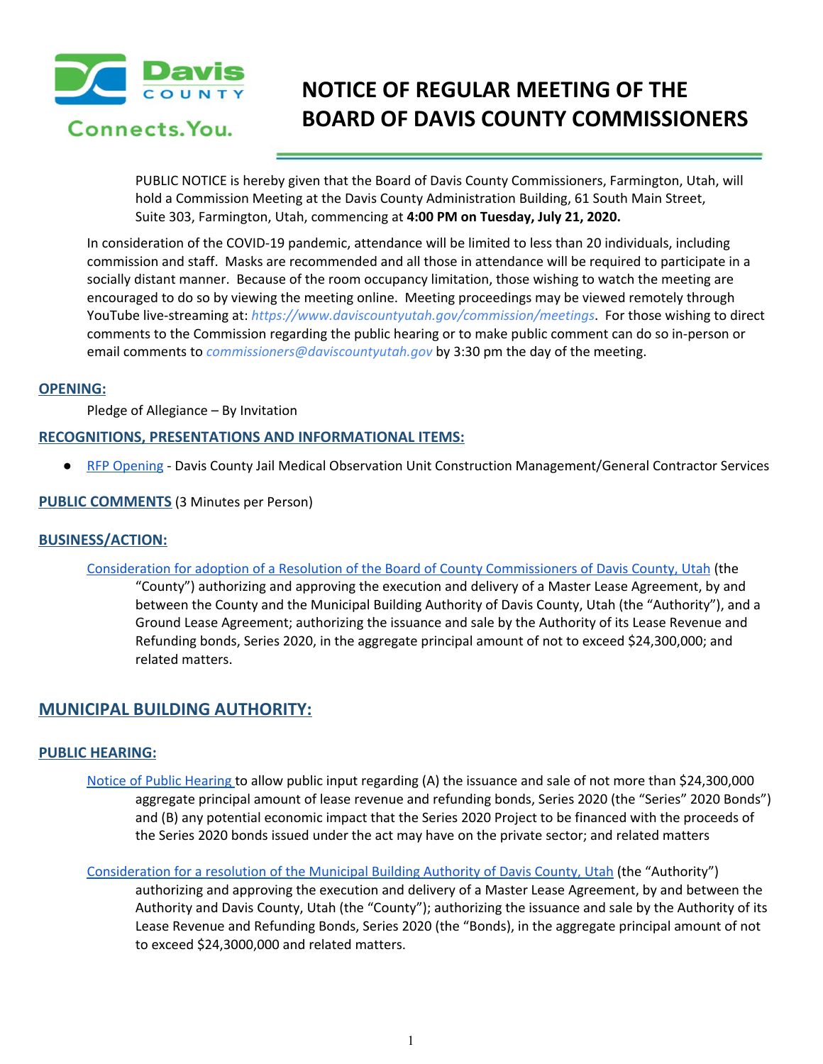# NOTICE OF REGULAR MEETING OF THE BOARD OF DAVIS COUNTY COMMISSIONERS

PUBLIC NOTICE is hereby given that the Board of Davis County Commissioners, Farmington, Utah, will hold a Commission Meeting at the Davis County Administration Building, 61 South Main Street, Suite 303, Farmington, Utah, commencing at **4:00 PM on Tuesday, July 21, 2020.**

In consideration of the COVID-19 pandemic, attendance will be limited to less than 20 individuals, including commission and staff. Masks are recommended and all those in attendance will be required to participate in a socially distant manner. Because of the room occupancy limitation, those wishing to watch the meeting are encouraged to do so by viewing the meeting online. Meeting proceedings may be viewed remotely through YouTube live-streaming at: *https://www.daviscountyutah.gov/commission/meetings*. For those wishing to direct comments to the Commission regarding the public hearing or to make public comment can do so in-person or email comments to *commissioners@daviscountyutah.gov* by 3:30 pm the day of the meeting.

## OPENING:

Pledge of Allegiance – By Invitation

## RECOGNITIONS, PRESENTATIONS AND INFORMATIONAL ITEMS:

- RFP Opening - Davis County Jail Medical Observation Unit Construction Management/General Contractor Services

## PUBLIC COMMENTS (3 Minutes per Person)

## BUSINESS/ACTION:

Consideration for adoption of a Resolution of the Board of County Commissioners of Davis County, Utah (the "County") authorizing and approving the execution and delivery of a Master Lease Agreement, by and between the County and the Municipal Building Authority of Davis County, Utah (the "Authority"), and a Ground Lease Agreement; authorizing the issuance and sale by the Authority of its Lease Revenue and Refunding bonds, Series 2020, in the aggregate principal amount of not to exceed $24,300,000; and related matters.

# MUNICIPAL BUILDING AUTHORITY:

## PUBLIC HEARING:

Notice of Public Hearing to allow public input regarding (A) the issuance and sale of not more than $24,300,000 aggregate principal amount of lease revenue and refunding bonds, Series 2020 (the "Series" 2020 Bonds") and (B) any potential economic impact that the Series 2020 Project to be financed with the proceeds of the Series 2020 bonds issued under the act may have on the private sector; and related matters

Consideration for a resolution of the Municipal Building Authority of Davis County, Utah (the "Authority") authorizing and approving the execution and delivery of a Master Lease Agreement, by and between the Authority and Davis County, Utah (the "County"); authorizing the issuance and sale by the Authority of its Lease Revenue and Refunding Bonds, Series 2020 (the "Bonds), in the aggregate principal amount of not to exceed $24,3000,000 and related matters.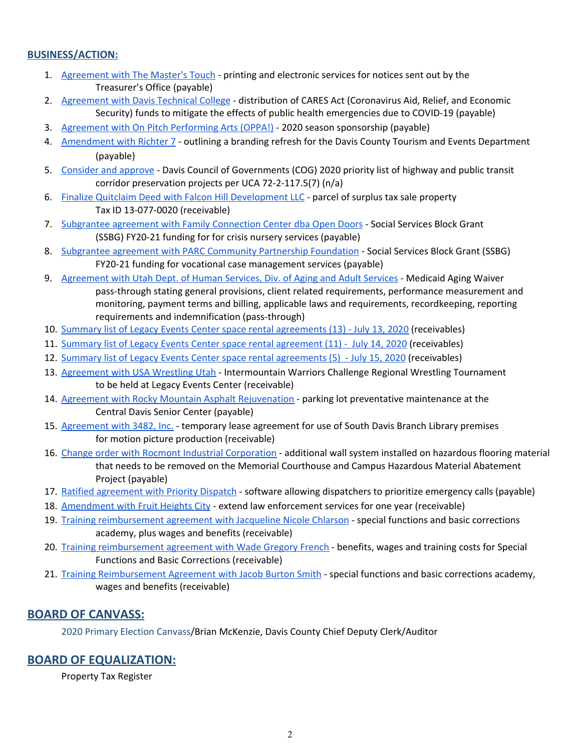## BUSINESS/ACTION:

1. Agreement with The Master's Touch - printing and electronic services for notices sent out by the Treasurer's Office (payable)
2. Agreement with Davis Technical College - distribution of CARES Act (Coronavirus Aid, Relief, and Economic Security) funds to mitigate the effects of public health emergencies due to COVID-19 (payable)
3. Agreement with On Pitch Performing Arts (OPPA!) - 2020 season sponsorship (payable)
4. Amendment with Richter 7 - outlining a branding refresh for the Davis County Tourism and Events Department (payable)
5. Consider and approve - Davis Council of Governments (COG) 2020 priority list of highway and public transit corridor preservation projects per UCA 72-2-117.5(7) (n/a)
6. Finalize Quitclaim Deed with Falcon Hill Development LLC - parcel of surplus tax sale property Tax ID 13-077-0020 (receivable)
7. Subgrantee agreement with Family Connection Center dba Open Doors - Social Services Block Grant (SSBG) FY20-21 funding for for crisis nursery services (payable)
8. Subgrantee agreement with PARC Community Partnership Foundation - Social Services Block Grant (SSBG) FY20-21 funding for vocational case management services (payable)
9. Agreement with Utah Dept. of Human Services, Div. of Aging and Adult Services - Medicaid Aging Waiver pass-through stating general provisions, client related requirements, performance measurement and monitoring, payment terms and billing, applicable laws and requirements, recordkeeping, reporting requirements and indemnification (pass-through)
10. Summary list of Legacy Events Center space rental agreements (13) - July 13, 2020 (receivables)
11. Summary list of Legacy Events Center space rental agreement (11) - July 14, 2020 (receivables)
12. Summary list of Legacy Events Center space rental agreements (5) - July 15, 2020 (receivables)
13. Agreement with USA Wrestling Utah - Intermountain Warriors Challenge Regional Wrestling Tournament to be held at Legacy Events Center (receivable)
14. Agreement with Rocky Mountain Asphalt Rejuvenation - parking lot preventative maintenance at the Central Davis Senior Center (payable)
15. Agreement with 3482, Inc. - temporary lease agreement for use of South Davis Branch Library premises for motion picture production (receivable)
16. Change order with Rocmont Industrial Corporation - additional wall system installed on hazardous flooring material that needs to be removed on the Memorial Courthouse and Campus Hazardous Material Abatement Project (payable)
17. Ratified agreement with Priority Dispatch - software allowing dispatchers to prioritize emergency calls (payable)
18. Amendment with Fruit Heights City - extend law enforcement services for one year (receivable)
19. Training reimbursement agreement with Jacqueline Nicole Chlarson - special functions and basic corrections academy, plus wages and benefits (receivable)
20. Training reimbursement agreement with Wade Gregory French - benefits, wages and training costs for Special Functions and Basic Corrections (receivable)
21. Training Reimbursement Agreement with Jacob Burton Smith - special functions and basic corrections academy, wages and benefits (receivable)

## BOARD OF CANVASS:

2020 Primary Election Canvass/Brian McKenzie, Davis County Chief Deputy Clerk/Auditor

## BOARD OF EQUALIZATION:

Property Tax Register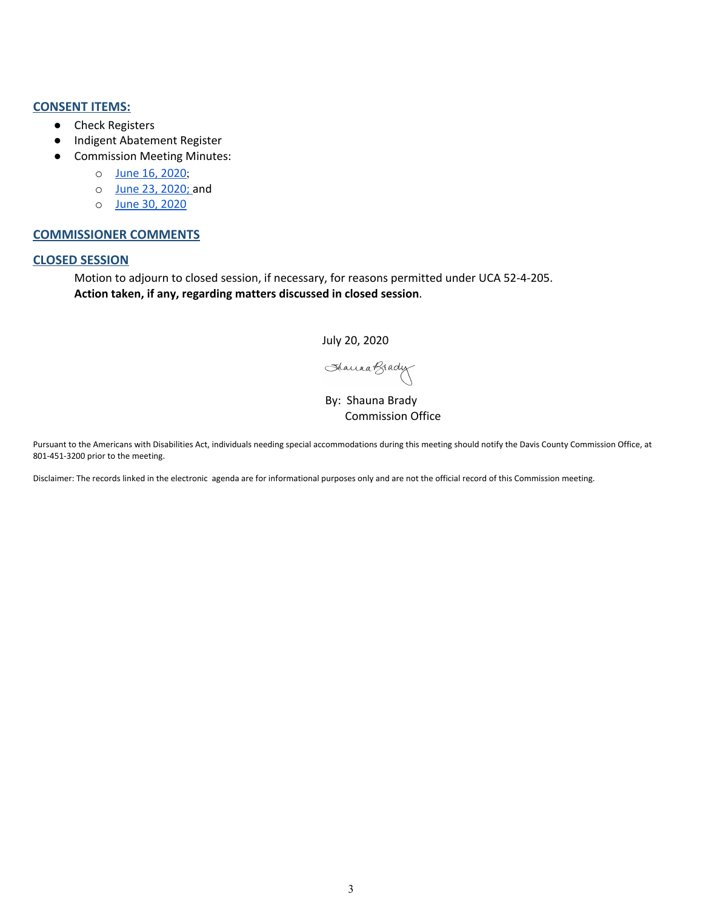## CONSENT ITEMS:

- Check Registers
- Indigent Abatement Register
- Commission Meeting Minutes:
  - June 16, 2020;
  - June 23, 2020; and
  - June 30, 2020

## COMMISSIONER COMMENTS

## CLOSED SESSION

Motion to adjourn to closed session, if necessary, for reasons permitted under UCA 52-4-205.
**Action taken, if any, regarding matters discussed in closed session**.

July 20, 2020

Shauna Brady

By: Shauna Brady
Commission Office

Pursuant to the Americans with Disabilities Act, individuals needing special accommodations during this meeting should notify the Davis County Commission Office, at 801-451-3200 prior to the meeting.

Disclaimer: The records linked in the electronic agenda are for informational purposes only and are not the official record of this Commission meeting.